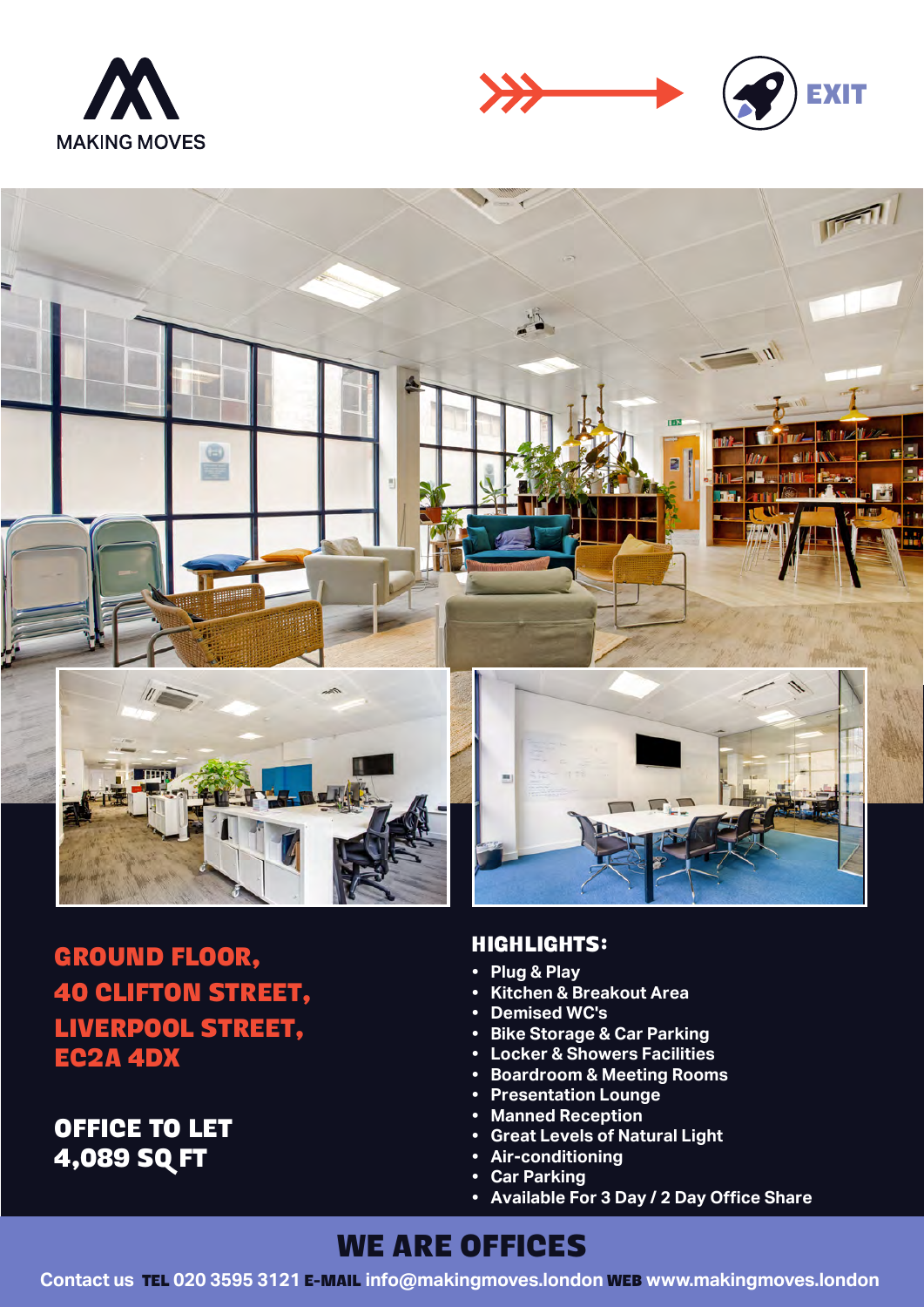MAKING MOVES

EXIT

## GROUND FLOOR, 40 CLIFTON STREET, LIVERPOOL STREET, EC2A 4DX

## OFFICE TO LET 4,089 SQ FT

### HIGHLIGHTS:

- Plug & Play
- Kitchen & Breakout Area
- Demised WC's
- Bike Storage & Car Parking
- Locker & Showers Facilities
- Boardroom & Meeting Rooms
- Presentation Lounge
- Manned Reception
- Great Levels of Natural Light
- Air-conditioning
- Car Parking
- Available For 3 Day / 2 Day Office Share

## WE ARE OFFICES

Contact us **TEL** 020 3595 3121 **E-MAIL** info@makingmoves.london **WEB** www.makingmoves.london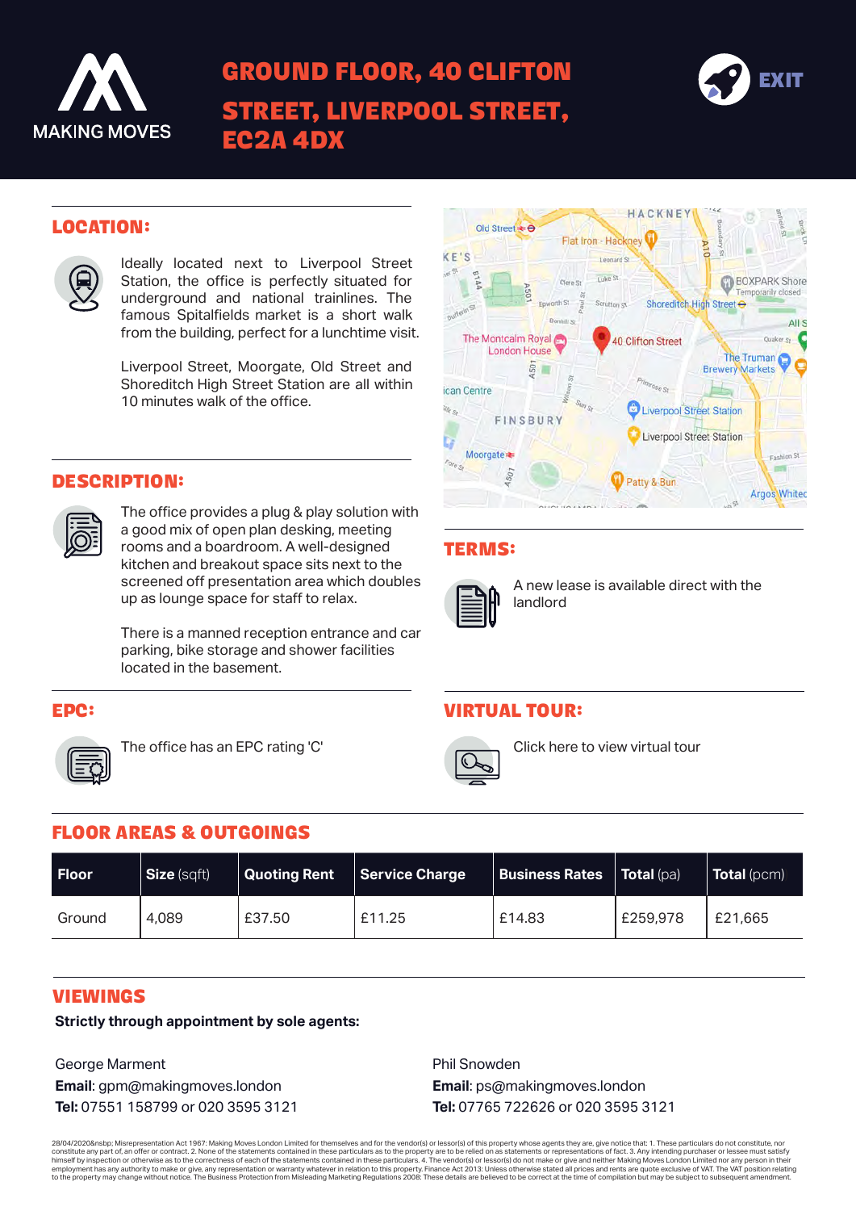# GROUND FLOOR, 40 CLIFTON STREET, LIVERPOOL STREET, EC2A 4DX

MAKING MOVES

EXIT

## LOCATION:

Ideally located next to Liverpool Street Station, the office is perfectly situated for underground and national trainlines. The famous Spitalfields market is a short walk from the building, perfect for a lunchtime visit.

Liverpool Street, Moorgate, Old Street and Shoreditch High Street Station are all within 10 minutes walk of the office.

## DESCRIPTION:

The office provides a plug & play solution with a good mix of open plan desking, meeting rooms and a boardroom. A well-designed kitchen and breakout space sits next to the screened off presentation area which doubles up as lounge space for staff to relax.

There is a manned reception entrance and car parking, bike storage and shower facilities located in the basement.

## TERMS:

A new lease is available direct with the landlord

## EPC:

The office has an EPC rating 'C'

## VIRTUAL TOUR:

Click here to view virtual tour

## FLOOR AREAS & OUTGOINGS

| Floor | Size (sqft) | Quoting Rent | Service Charge | Business Rates | Total (pa) | Total (pcm) |
|---|---|---|---|---|---|---|
| Ground | 4,089 | £37.50 | £11.25 | £14.83 | £259,978 | £21,665 |

## VIEWINGS

**Strictly through appointment by sole agents:**

George Marment
**Email**: gpm@makingmoves.london
**Tel:** 07551 158799 or 020 3595 3121

Phil Snowden
**Email**: ps@makingmoves.london
**Tel:** 07765 722626 or 020 3595 3121

28/04/2020&nbsp; Misrepresentation Act 1967: Making Moves London Limited for themselves and for the vendor(s) or lessor(s) of this property whose agents they are, give notice that: 1. These particulars do not constitute, nor constitute any part of, an offer or contract. 2. None of the statements contained in these particulars as to the property are to be relied on as statements or representations of fact. 3. Any intending purchaser or lessee must satisfy himself by inspection or otherwise as to the correctness of each of the statements contained in these particulars. 4. The vendor(s) or lessor(s) do not make or give and neither Making Moves London Limited nor any person in their employment has any authority to make or give, any representation or warranty whatever in relation to this property. Finance Act 2013: Unless otherwise stated all prices and rents are quote exclusive of VAT. The VAT position relating to the property may change without notice. The Business Protection from Misleading Marketing Regulations 2008: These details are believed to be correct at the time of compilation but may be subject to subsequent amendment.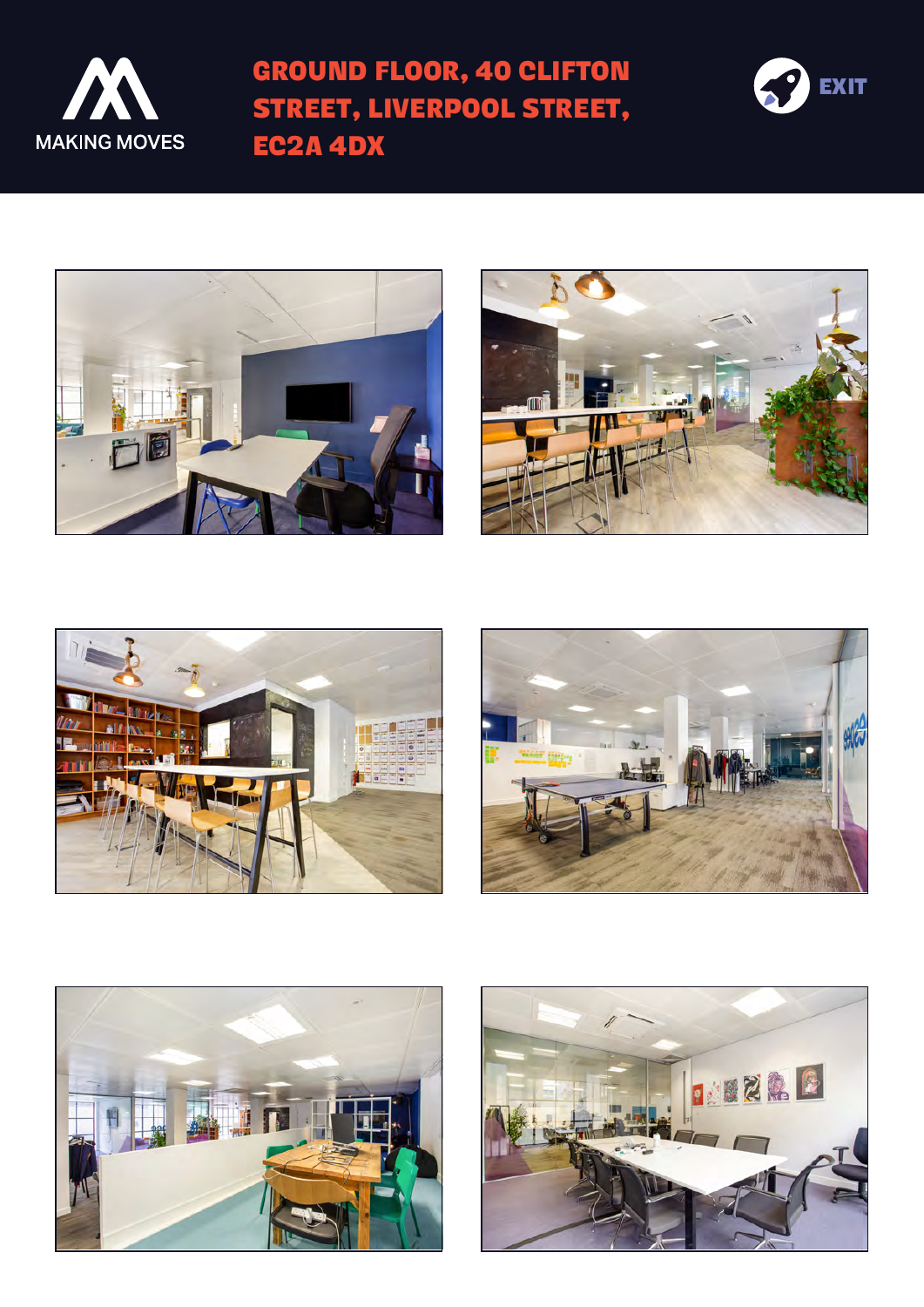MAKING MOVES

# GROUND FLOOR, 40 CLIFTON STREET, LIVERPOOL STREET, EC2A 4DX

EXIT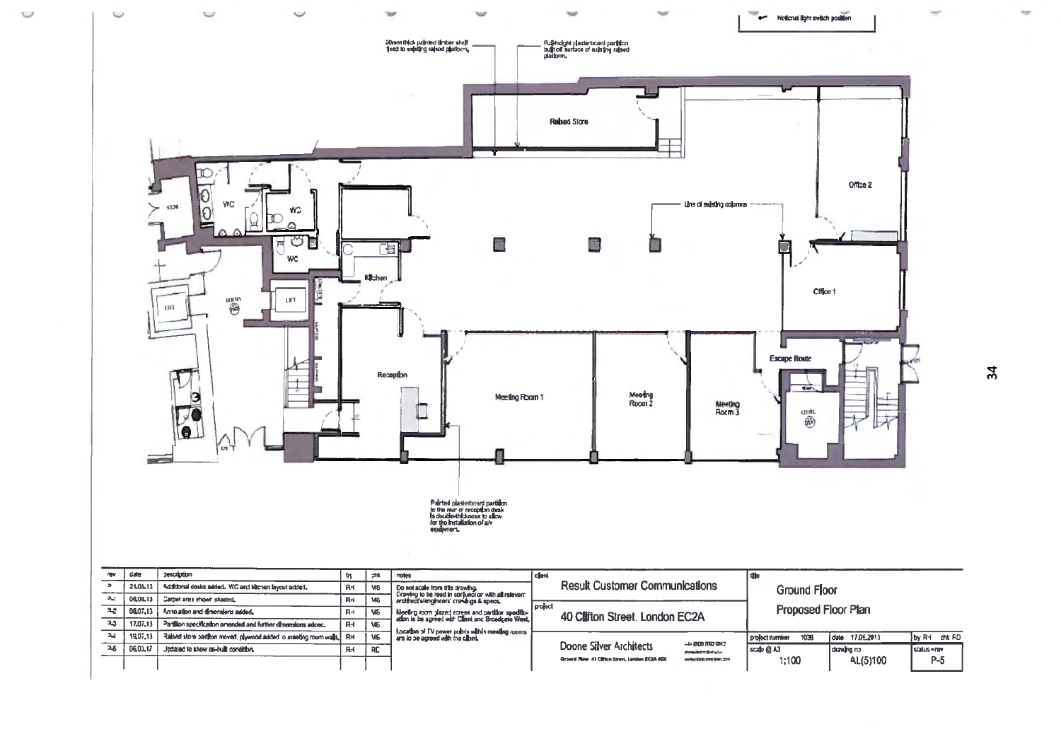Notional light switch position

20mm thick painted timber shelf fixed to existing raised platform.

Full-height plasterboard partition built off surface of existing raised platform.

Raised Store

Office 2

Line of existing columns

STORE

WC

WC

WC

Kitchen

LOBBY

LIFT

LIFT

Office 1

Escape Route

Reception

Meeting Room 1

Meeting Room 2

Meeting Room 3

STAIRS

Painted plasterboard partition to the rear of reception desk is double-thickness to allow for the installation of a/v equipment.

| rev | date | description | by | chk |
|---|---|---|---|---|
| P | 21.05.13 | Additional desks added. WC and kitchen layout added. | RH | VS |
| P-1 | 06.06.13 | Carpet area shown shaded. | RH | VS |
| P-2 | 08.07.13 | Annotation and dimensions added. | RH | VS |
| P-3 | 17.07.13 | Partition specification amended and further dimensions added. | RH | VS |
| P-4 | 19.07.13 | Raised store partition moved, plywood added to meeting room walls. | RH | VS |
| P-5 | 06.03.17 | Updated to show as-built condition. | RH | RD |

notes

Do not scale from this drawing. Drawing to be read in conjunction with all relevant architect's/engineers' drawings & specs.

Meeting room glazed screen and partition specification to be agreed with Client and Broadgate West.

Location of TV power points within meeting rooms are to be agreed with the client.

client: Result Customer Communications

project: 40 Clifton Street, London EC2A

Doone Silver Architects

Ground Floor, 40 Clifton Street, London EC2A 4DX

title: Ground Floor Proposed Floor Plan

| project number | date | by | chk |
|---|---|---|---|
| 1038 | 17.05.2013 | RH | RD |
| scale @ A3 | drawing no | status + rev | |
| 1:100 | AL(5)100 | P-5 | |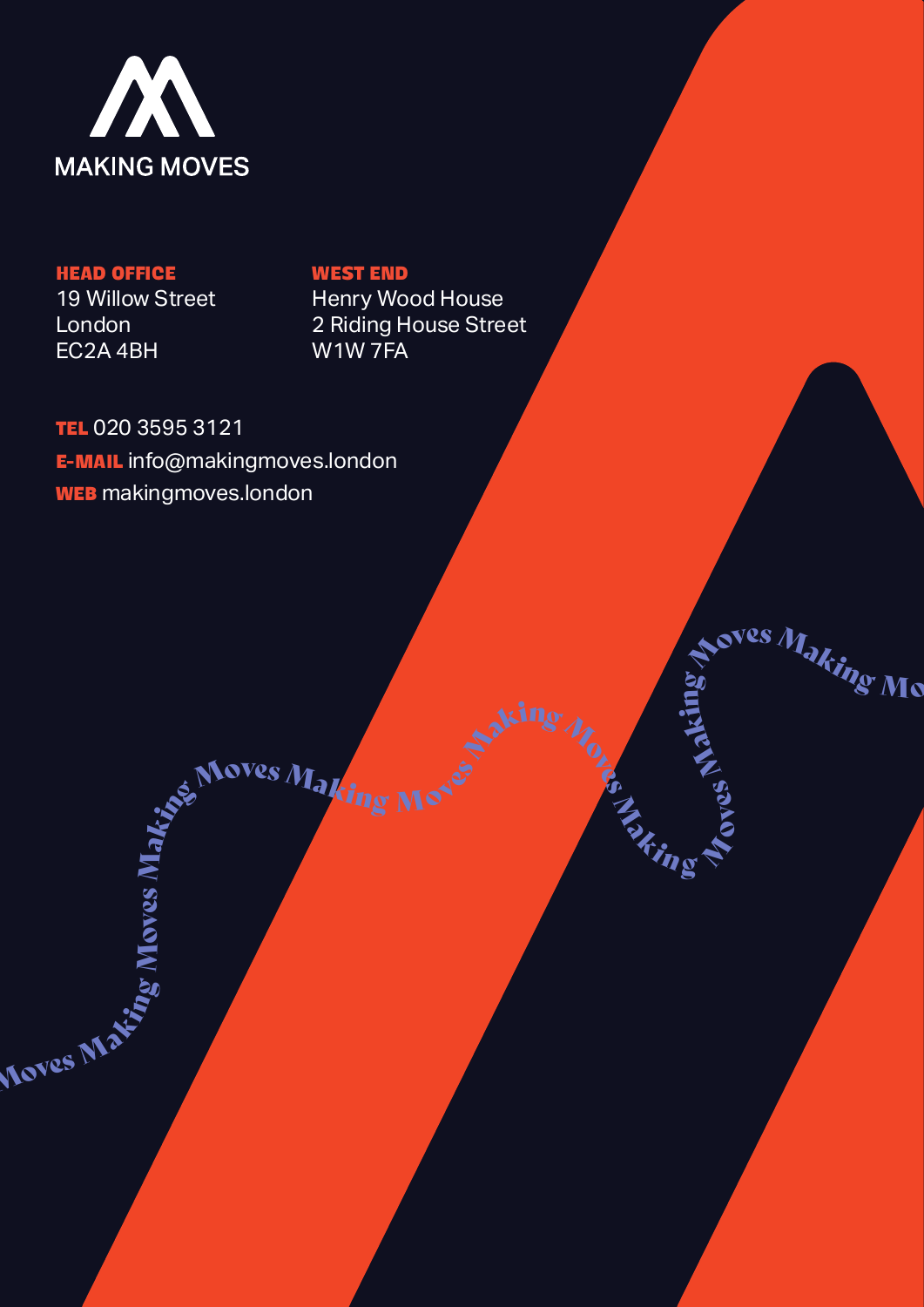MAKING MOVES

**HEAD OFFICE**
19 Willow Street
London
EC2A 4BH

**WEST END**
Henry Wood House
2 Riding House Street
W1W 7FA

**TEL** 020 3595 3121
**E-MAIL** info@makingmoves.london
**WEB** makingmoves.london